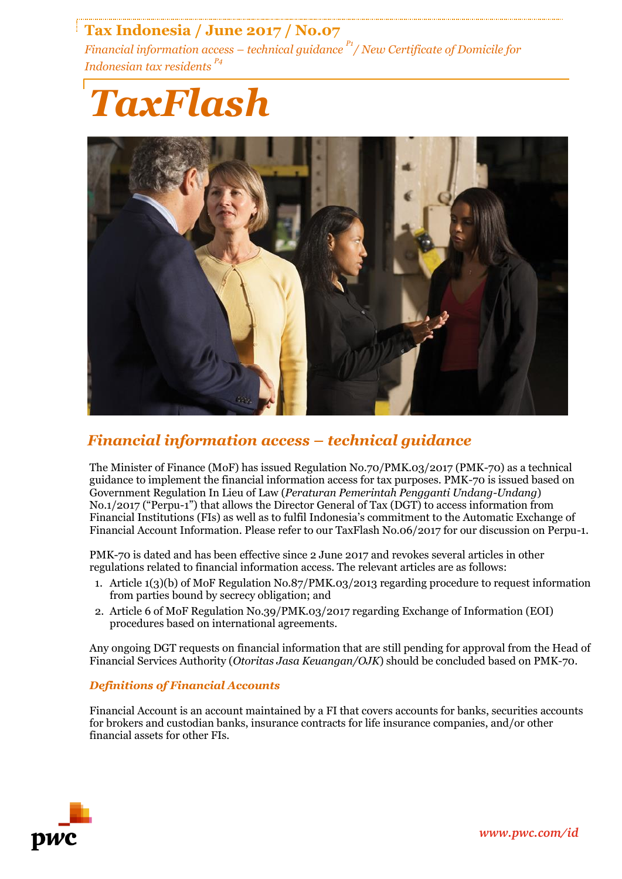# Tax Indonesia / June 2017 / No.07

*Financial information access – technical guidance* [P1] / *New Certificate of Domicile for Indonesian tax residents* [P4]

# *TaxFlash*

## *Financial information access – technical guidance*

The Minister of Finance (MoF) has issued Regulation No.70/PMK.03/2017 (PMK-70) as a technical guidance to implement the financial information access for tax purposes. PMK-70 is issued based on Government Regulation In Lieu of Law (*Peraturan Pemerintah Pengganti Undang-Undang*) No.1/2017 ("Perpu-1") that allows the Director General of Tax (DGT) to access information from Financial Institutions (FIs) as well as to fulfil Indonesia's commitment to the Automatic Exchange of Financial Account Information. Please refer to our TaxFlash No.06/2017 for our discussion on Perpu-1.

PMK-70 is dated and has been effective since 2 June 2017 and revokes several articles in other regulations related to financial information access. The relevant articles are as follows:

1. Article 1(3)(b) of MoF Regulation No.87/PMK.03/2013 regarding procedure to request information from parties bound by secrecy obligation; and
2. Article 6 of MoF Regulation No.39/PMK.03/2017 regarding Exchange of Information (EOI) procedures based on international agreements.

Any ongoing DGT requests on financial information that are still pending for approval from the Head of Financial Services Authority (*Otoritas Jasa Keuangan/OJK*) should be concluded based on PMK-70.

### *Definitions of Financial Accounts*

Financial Account is an account maintained by a FI that covers accounts for banks, securities accounts for brokers and custodian banks, insurance contracts for life insurance companies, and/or other financial assets for other FIs.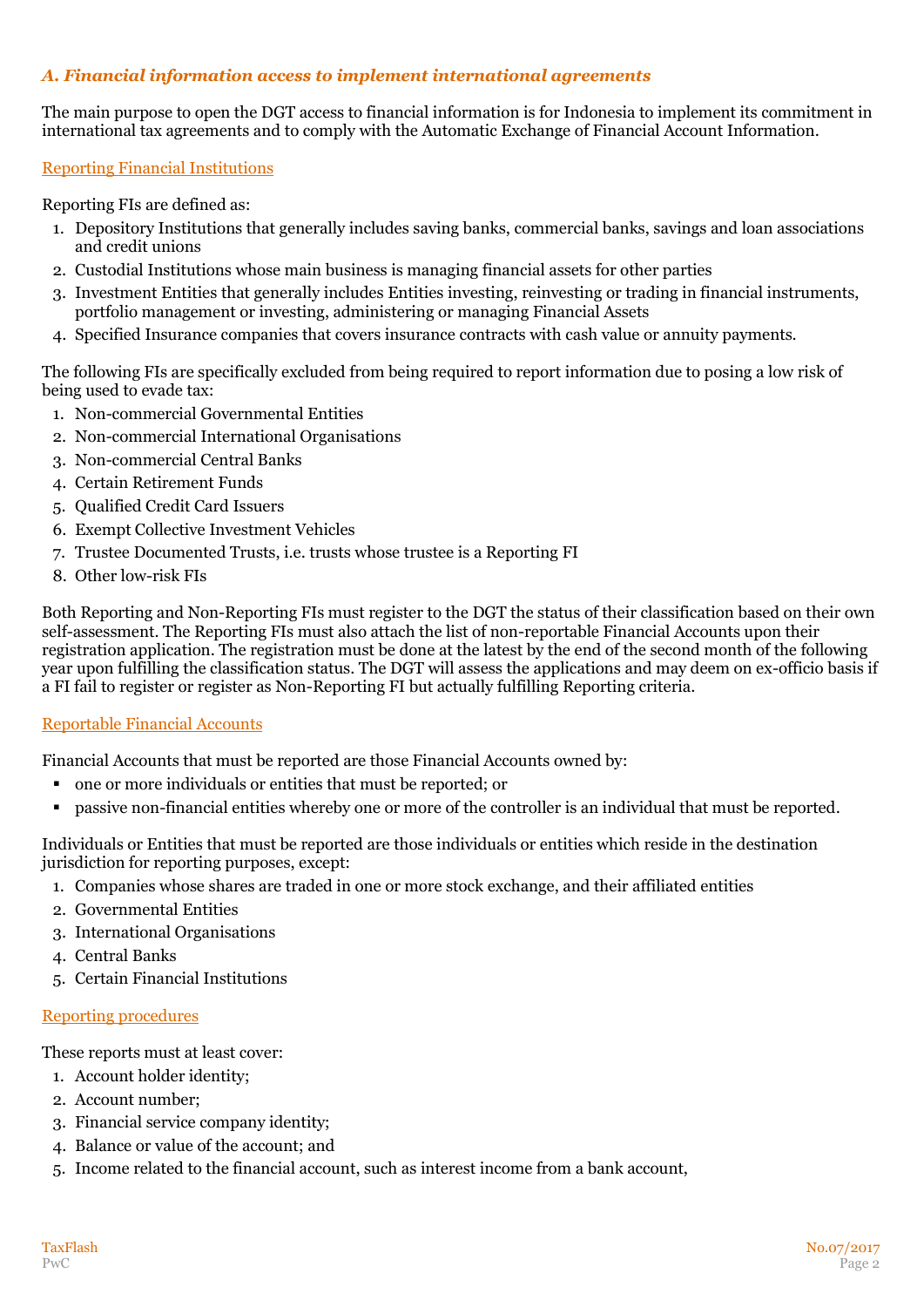### *A. Financial information access to implement international agreements*

The main purpose to open the DGT access to financial information is for Indonesia to implement its commitment in international tax agreements and to comply with the Automatic Exchange of Financial Account Information.

#### Reporting Financial Institutions

Reporting FIs are defined as:

1. Depository Institutions that generally includes saving banks, commercial banks, savings and loan associations and credit unions
2. Custodial Institutions whose main business is managing financial assets for other parties
3. Investment Entities that generally includes Entities investing, reinvesting or trading in financial instruments, portfolio management or investing, administering or managing Financial Assets
4. Specified Insurance companies that covers insurance contracts with cash value or annuity payments.

The following FIs are specifically excluded from being required to report information due to posing a low risk of being used to evade tax:

1. Non-commercial Governmental Entities
2. Non-commercial International Organisations
3. Non-commercial Central Banks
4. Certain Retirement Funds
5. Qualified Credit Card Issuers
6. Exempt Collective Investment Vehicles
7. Trustee Documented Trusts, i.e. trusts whose trustee is a Reporting FI
8. Other low-risk FIs

Both Reporting and Non-Reporting FIs must register to the DGT the status of their classification based on their own self-assessment. The Reporting FIs must also attach the list of non-reportable Financial Accounts upon their registration application. The registration must be done at the latest by the end of the second month of the following year upon fulfilling the classification status. The DGT will assess the applications and may deem on ex-officio basis if a FI fail to register or register as Non-Reporting FI but actually fulfilling Reporting criteria.

#### Reportable Financial Accounts

Financial Accounts that must be reported are those Financial Accounts owned by:

- one or more individuals or entities that must be reported; or
- passive non-financial entities whereby one or more of the controller is an individual that must be reported.

Individuals or Entities that must be reported are those individuals or entities which reside in the destination jurisdiction for reporting purposes, except:

1. Companies whose shares are traded in one or more stock exchange, and their affiliated entities
2. Governmental Entities
3. International Organisations
4. Central Banks
5. Certain Financial Institutions

#### Reporting procedures

These reports must at least cover:

1. Account holder identity;
2. Account number;
3. Financial service company identity;
4. Balance or value of the account; and
5. Income related to the financial account, such as interest income from a bank account,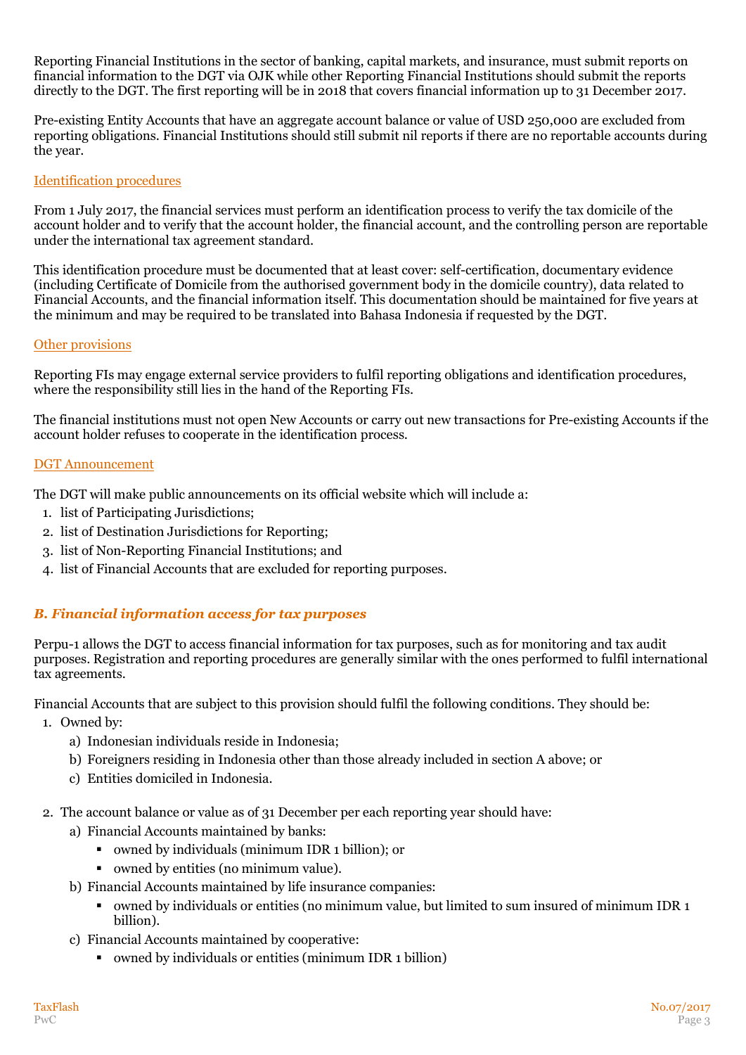Reporting Financial Institutions in the sector of banking, capital markets, and insurance, must submit reports on financial information to the DGT via OJK while other Reporting Financial Institutions should submit the reports directly to the DGT. The first reporting will be in 2018 that covers financial information up to 31 December 2017.

Pre-existing Entity Accounts that have an aggregate account balance or value of USD 250,000 are excluded from reporting obligations. Financial Institutions should still submit nil reports if there are no reportable accounts during the year.

### Identification procedures

From 1 July 2017, the financial services must perform an identification process to verify the tax domicile of the account holder and to verify that the account holder, the financial account, and the controlling person are reportable under the international tax agreement standard.

This identification procedure must be documented that at least cover: self-certification, documentary evidence (including Certificate of Domicile from the authorised government body in the domicile country), data related to Financial Accounts, and the financial information itself. This documentation should be maintained for five years at the minimum and may be required to be translated into Bahasa Indonesia if requested by the DGT.

### Other provisions

Reporting FIs may engage external service providers to fulfil reporting obligations and identification procedures, where the responsibility still lies in the hand of the Reporting FIs.

The financial institutions must not open New Accounts or carry out new transactions for Pre-existing Accounts if the account holder refuses to cooperate in the identification process.

### DGT Announcement

The DGT will make public announcements on its official website which will include a:

1. list of Participating Jurisdictions;
2. list of Destination Jurisdictions for Reporting;
3. list of Non-Reporting Financial Institutions; and
4. list of Financial Accounts that are excluded for reporting purposes.

## *B. Financial information access for tax purposes*

Perpu-1 allows the DGT to access financial information for tax purposes, such as for monitoring and tax audit purposes. Registration and reporting procedures are generally similar with the ones performed to fulfil international tax agreements.

Financial Accounts that are subject to this provision should fulfil the following conditions. They should be:

1. Owned by:
   a) Indonesian individuals reside in Indonesia;
   b) Foreigners residing in Indonesia other than those already included in section A above; or
   c) Entities domiciled in Indonesia.

2. The account balance or value as of 31 December per each reporting year should have:
   a) Financial Accounts maintained by banks:
      - owned by individuals (minimum IDR 1 billion); or
      - owned by entities (no minimum value).
   b) Financial Accounts maintained by life insurance companies:
      - owned by individuals or entities (no minimum value, but limited to sum insured of minimum IDR 1 billion).
   c) Financial Accounts maintained by cooperative:
      - owned by individuals or entities (minimum IDR 1 billion)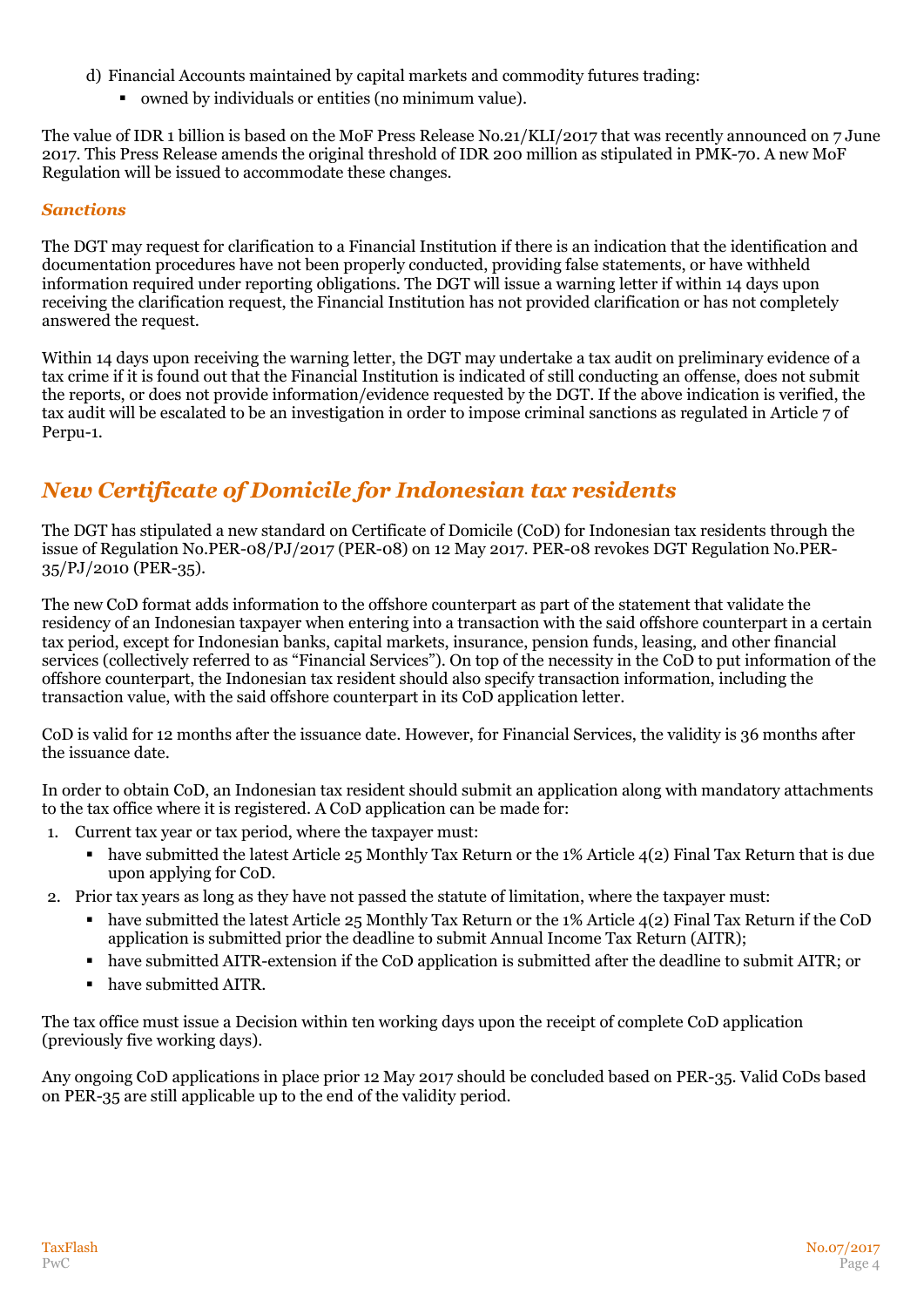d) Financial Accounts maintained by capital markets and commodity futures trading:
   - owned by individuals or entities (no minimum value).

The value of IDR 1 billion is based on the MoF Press Release No.21/KLI/2017 that was recently announced on 7 June 2017. This Press Release amends the original threshold of IDR 200 million as stipulated in PMK-70. A new MoF Regulation will be issued to accommodate these changes.

### *Sanctions*

The DGT may request for clarification to a Financial Institution if there is an indication that the identification and documentation procedures have not been properly conducted, providing false statements, or have withheld information required under reporting obligations. The DGT will issue a warning letter if within 14 days upon receiving the clarification request, the Financial Institution has not provided clarification or has not completely answered the request.

Within 14 days upon receiving the warning letter, the DGT may undertake a tax audit on preliminary evidence of a tax crime if it is found out that the Financial Institution is indicated of still conducting an offense, does not submit the reports, or does not provide information/evidence requested by the DGT. If the above indication is verified, the tax audit will be escalated to be an investigation in order to impose criminal sanctions as regulated in Article 7 of Perpu-1.

## *New Certificate of Domicile for Indonesian tax residents*

The DGT has stipulated a new standard on Certificate of Domicile (CoD) for Indonesian tax residents through the issue of Regulation No.PER-08/PJ/2017 (PER-08) on 12 May 2017. PER-08 revokes DGT Regulation No.PER-35/PJ/2010 (PER-35).

The new CoD format adds information to the offshore counterpart as part of the statement that validate the residency of an Indonesian taxpayer when entering into a transaction with the said offshore counterpart in a certain tax period, except for Indonesian banks, capital markets, insurance, pension funds, leasing, and other financial services (collectively referred to as "Financial Services"). On top of the necessity in the CoD to put information of the offshore counterpart, the Indonesian tax resident should also specify transaction information, including the transaction value, with the said offshore counterpart in its CoD application letter.

CoD is valid for 12 months after the issuance date. However, for Financial Services, the validity is 36 months after the issuance date.

In order to obtain CoD, an Indonesian tax resident should submit an application along with mandatory attachments to the tax office where it is registered. A CoD application can be made for:

1. Current tax year or tax period, where the taxpayer must:
   - have submitted the latest Article 25 Monthly Tax Return or the 1% Article 4(2) Final Tax Return that is due upon applying for CoD.
2. Prior tax years as long as they have not passed the statute of limitation, where the taxpayer must:
   - have submitted the latest Article 25 Monthly Tax Return or the 1% Article 4(2) Final Tax Return if the CoD application is submitted prior the deadline to submit Annual Income Tax Return (AITR);
   - have submitted AITR-extension if the CoD application is submitted after the deadline to submit AITR; or
   - have submitted AITR.

The tax office must issue a Decision within ten working days upon the receipt of complete CoD application (previously five working days).

Any ongoing CoD applications in place prior 12 May 2017 should be concluded based on PER-35. Valid CoDs based on PER-35 are still applicable up to the end of the validity period.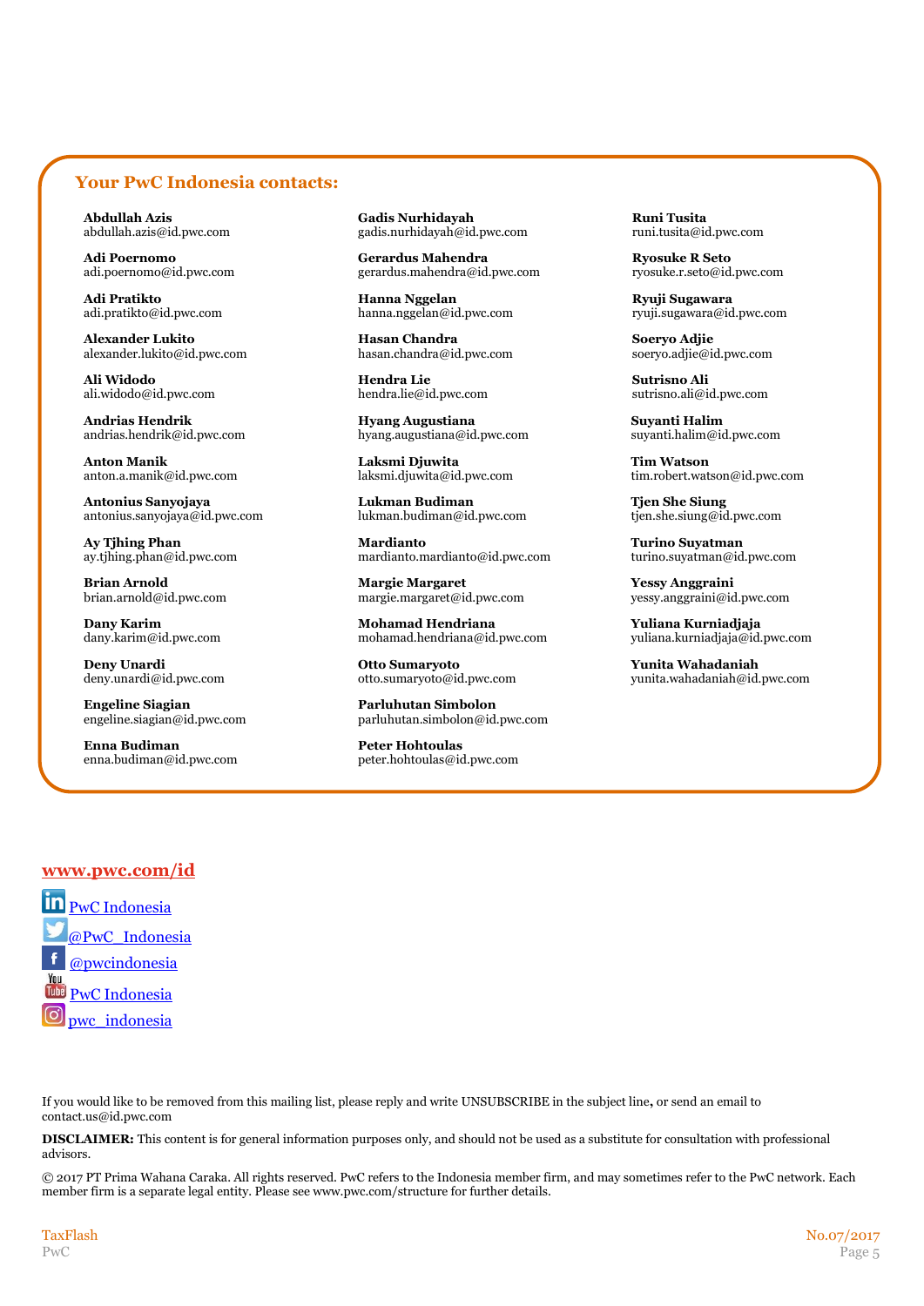## Your PwC Indonesia contacts:

**Abdullah Azis**
abdullah.azis@id.pwc.com

**Adi Poernomo**
adi.poernomo@id.pwc.com

**Adi Pratikto**
adi.pratikto@id.pwc.com

**Alexander Lukito**
alexander.lukito@id.pwc.com

**Ali Widodo**
ali.widodo@id.pwc.com

**Andrias Hendrik**
andrias.hendrik@id.pwc.com

**Anton Manik**
anton.a.manik@id.pwc.com

**Antonius Sanyojaya**
antonius.sanyojaya@id.pwc.com

**Ay Tjhing Phan**
ay.tjhing.phan@id.pwc.com

**Brian Arnold**
brian.arnold@id.pwc.com

**Dany Karim**
dany.karim@id.pwc.com

**Deny Unardi**
deny.unardi@id.pwc.com

**Engeline Siagian**
engeline.siagian@id.pwc.com

**Enna Budiman**
enna.budiman@id.pwc.com

**Gadis Nurhidayah**
gadis.nurhidayah@id.pwc.com

**Gerardus Mahendra**
gerardus.mahendra@id.pwc.com

**Hanna Nggelan**
hanna.nggelan@id.pwc.com

**Hasan Chandra**
hasan.chandra@id.pwc.com

**Hendra Lie**
hendra.lie@id.pwc.com

**Hyang Augustiana**
hyang.augustiana@id.pwc.com

**Laksmi Djuwita**
laksmi.djuwita@id.pwc.com

**Lukman Budiman**
lukman.budiman@id.pwc.com

**Mardianto**
mardianto.mardianto@id.pwc.com

**Margie Margaret**
margie.margaret@id.pwc.com

**Mohamad Hendriana**
mohamad.hendriana@id.pwc.com

**Otto Sumaryoto**
otto.sumaryoto@id.pwc.com

**Parluhutan Simbolon**
parluhutan.simbolon@id.pwc.com

**Peter Hohtoulas**
peter.hohtoulas@id.pwc.com

**Runi Tusita**
runi.tusita@id.pwc.com

**Ryosuke R Seto**
ryosuke.r.seto@id.pwc.com

**Ryuji Sugawara**
ryuji.sugawara@id.pwc.com

**Soeryo Adjie**
soeryo.adjie@id.pwc.com

**Sutrisno Ali**
sutrisno.ali@id.pwc.com

**Suyanti Halim**
suyanti.halim@id.pwc.com

**Tim Watson**
tim.robert.watson@id.pwc.com

**Tjen She Siung**
tjen.she.siung@id.pwc.com

**Turino Suyatman**
turino.suyatman@id.pwc.com

**Yessy Anggraini**
yessy.anggraini@id.pwc.com

**Yuliana Kurniadjaja**
yuliana.kurniadjaja@id.pwc.com

**Yunita Wahadaniah**
yunita.wahadaniah@id.pwc.com

**www.pwc.com/id**

PwC Indonesia

@PwC_Indonesia

@pwcindonesia

PwC Indonesia

pwc_indonesia

If you would like to be removed from this mailing list, please reply and write UNSUBSCRIBE in the subject line, or send an email to contact.us@id.pwc.com

**DISCLAIMER:** This content is for general information purposes only, and should not be used as a substitute for consultation with professional advisors.

© 2017 PT Prima Wahana Caraka. All rights reserved. PwC refers to the Indonesia member firm, and may sometimes refer to the PwC network. Each member firm is a separate legal entity. Please see www.pwc.com/structure for further details.